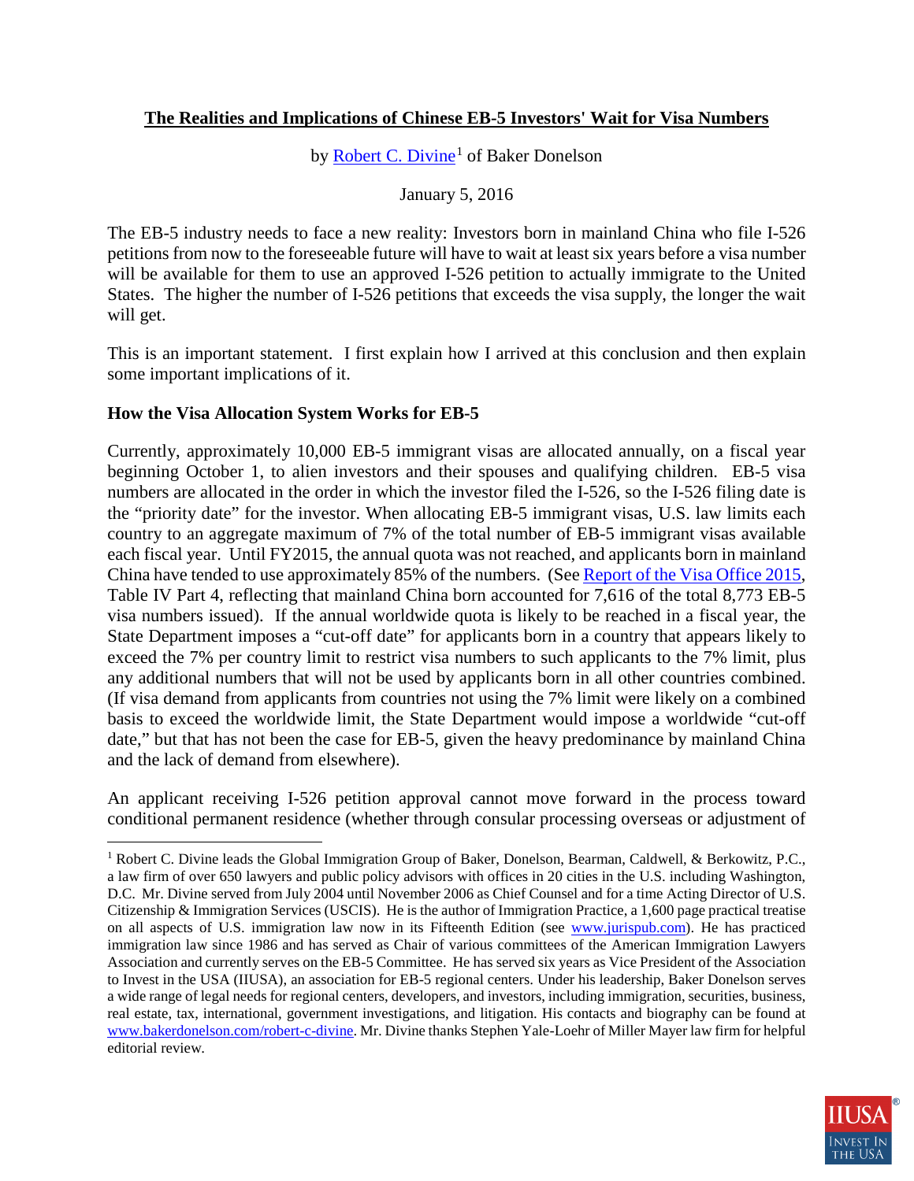**The Realities and Implications of Chinese EB-5 Investors' Wait for Visa Numbers**

by [Robert C. Divine][1] of Baker Donelson

January 5, 2016

The EB-5 industry needs to face a new reality: Investors born in mainland China who file I-526 petitions from now to the foreseeable future will have to wait at least six years before a visa number will be available for them to use an approved I-526 petition to actually immigrate to the United States. The higher the number of I-526 petitions that exceeds the visa supply, the longer the wait will get.

This is an important statement. I first explain how I arrived at this conclusion and then explain some important implications of it.

**How the Visa Allocation System Works for EB-5**

Currently, approximately 10,000 EB-5 immigrant visas are allocated annually, on a fiscal year beginning October 1, to alien investors and their spouses and qualifying children. EB-5 visa numbers are allocated in the order in which the investor filed the I-526, so the I-526 filing date is the "priority date" for the investor. When allocating EB-5 immigrant visas, U.S. law limits each country to an aggregate maximum of 7% of the total number of EB-5 immigrant visas available each fiscal year. Until FY2015, the annual quota was not reached, and applicants born in mainland China have tended to use approximately 85% of the numbers. (See [Report of the Visa Office 2015], Table IV Part 4, reflecting that mainland China born accounted for 7,616 of the total 8,773 EB-5 visa numbers issued). If the annual worldwide quota is likely to be reached in a fiscal year, the State Department imposes a "cut-off date" for applicants born in a country that appears likely to exceed the 7% per country limit to restrict visa numbers to such applicants to the 7% limit, plus any additional numbers that will not be used by applicants born in all other countries combined. (If visa demand from applicants from countries not using the 7% limit were likely on a combined basis to exceed the worldwide limit, the State Department would impose a worldwide "cut-off date," but that has not been the case for EB-5, given the heavy predominance by mainland China and the lack of demand from elsewhere).

An applicant receiving I-526 petition approval cannot move forward in the process toward conditional permanent residence (whether through consular processing overseas or adjustment of

---

[1] Robert C. Divine leads the Global Immigration Group of Baker, Donelson, Bearman, Caldwell, & Berkowitz, P.C., a law firm of over 650 lawyers and public policy advisors with offices in 20 cities in the U.S. including Washington, D.C. Mr. Divine served from July 2004 until November 2006 as Chief Counsel and for a time Acting Director of U.S. Citizenship & Immigration Services (USCIS). He is the author of Immigration Practice, a 1,600 page practical treatise on all aspects of U.S. immigration law now in its Fifteenth Edition (see www.jurispub.com). He has practiced immigration law since 1986 and has served as Chair of various committees of the American Immigration Lawyers Association and currently serves on the EB-5 Committee. He has served six years as Vice President of the Association to Invest in the USA (IIUSA), an association for EB-5 regional centers. Under his leadership, Baker Donelson serves a wide range of legal needs for regional centers, developers, and investors, including immigration, securities, business, real estate, tax, international, government investigations, and litigation. His contacts and biography can be found at www.bakerdonelson.com/robert-c-divine. Mr. Divine thanks Stephen Yale-Loehr of Miller Mayer law firm for helpful editorial review.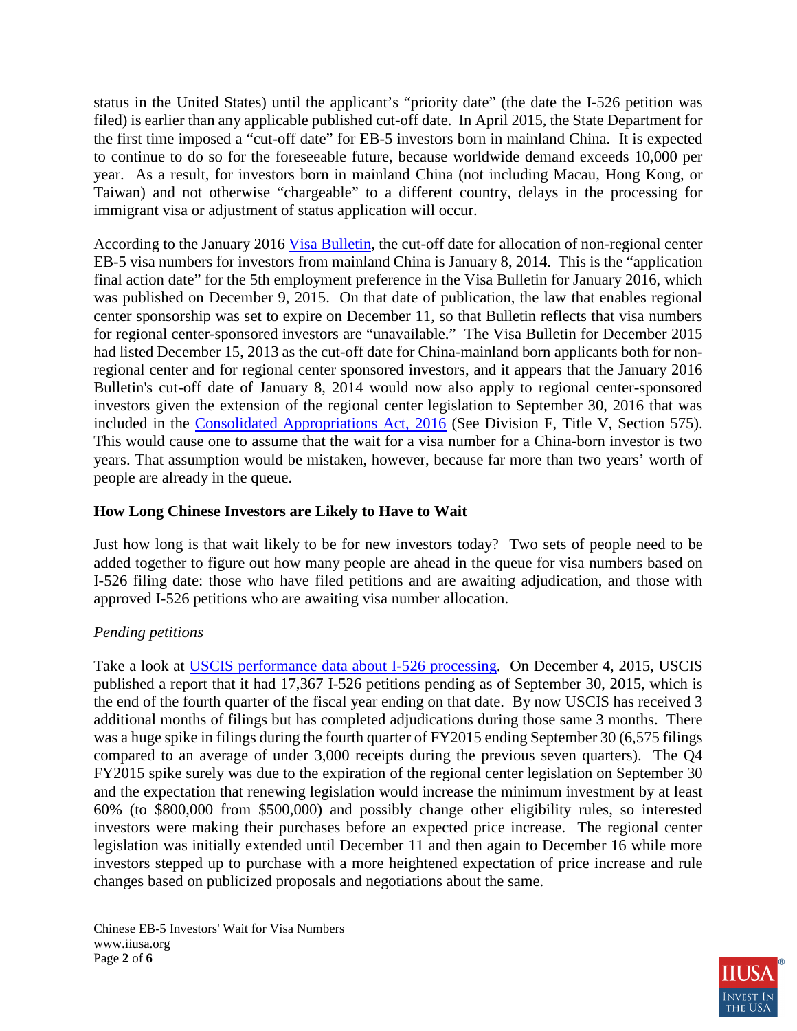status in the United States) until the applicant's "priority date" (the date the I-526 petition was filed) is earlier than any applicable published cut-off date. In April 2015, the State Department for the first time imposed a "cut-off date" for EB-5 investors born in mainland China. It is expected to continue to do so for the foreseeable future, because worldwide demand exceeds 10,000 per year. As a result, for investors born in mainland China (not including Macau, Hong Kong, or Taiwan) and not otherwise "chargeable" to a different country, delays in the processing for immigrant visa or adjustment of status application will occur.

According to the January 2016 Visa Bulletin, the cut-off date for allocation of non-regional center EB-5 visa numbers for investors from mainland China is January 8, 2014. This is the "application final action date" for the 5th employment preference in the Visa Bulletin for January 2016, which was published on December 9, 2015. On that date of publication, the law that enables regional center sponsorship was set to expire on December 11, so that Bulletin reflects that visa numbers for regional center-sponsored investors are "unavailable." The Visa Bulletin for December 2015 had listed December 15, 2013 as the cut-off date for China-mainland born applicants both for non-regional center and for regional center sponsored investors, and it appears that the January 2016 Bulletin's cut-off date of January 8, 2014 would now also apply to regional center-sponsored investors given the extension of the regional center legislation to September 30, 2016 that was included in the Consolidated Appropriations Act, 2016 (See Division F, Title V, Section 575). This would cause one to assume that the wait for a visa number for a China-born investor is two years. That assumption would be mistaken, however, because far more than two years' worth of people are already in the queue.

## How Long Chinese Investors are Likely to Have to Wait

Just how long is that wait likely to be for new investors today? Two sets of people need to be added together to figure out how many people are ahead in the queue for visa numbers based on I-526 filing date: those who have filed petitions and are awaiting adjudication, and those with approved I-526 petitions who are awaiting visa number allocation.

### *Pending petitions*

Take a look at USCIS performance data about I-526 processing. On December 4, 2015, USCIS published a report that it had 17,367 I-526 petitions pending as of September 30, 2015, which is the end of the fourth quarter of the fiscal year ending on that date. By now USCIS has received 3 additional months of filings but has completed adjudications during those same 3 months. There was a huge spike in filings during the fourth quarter of FY2015 ending September 30 (6,575 filings compared to an average of under 3,000 receipts during the previous seven quarters). The Q4 FY2015 spike surely was due to the expiration of the regional center legislation on September 30 and the expectation that renewing legislation would increase the minimum investment by at least 60% (to $800,000 from $500,000) and possibly change other eligibility rules, so interested investors were making their purchases before an expected price increase. The regional center legislation was initially extended until December 11 and then again to December 16 while more investors stepped up to purchase with a more heightened expectation of price increase and rule changes based on publicized proposals and negotiations about the same.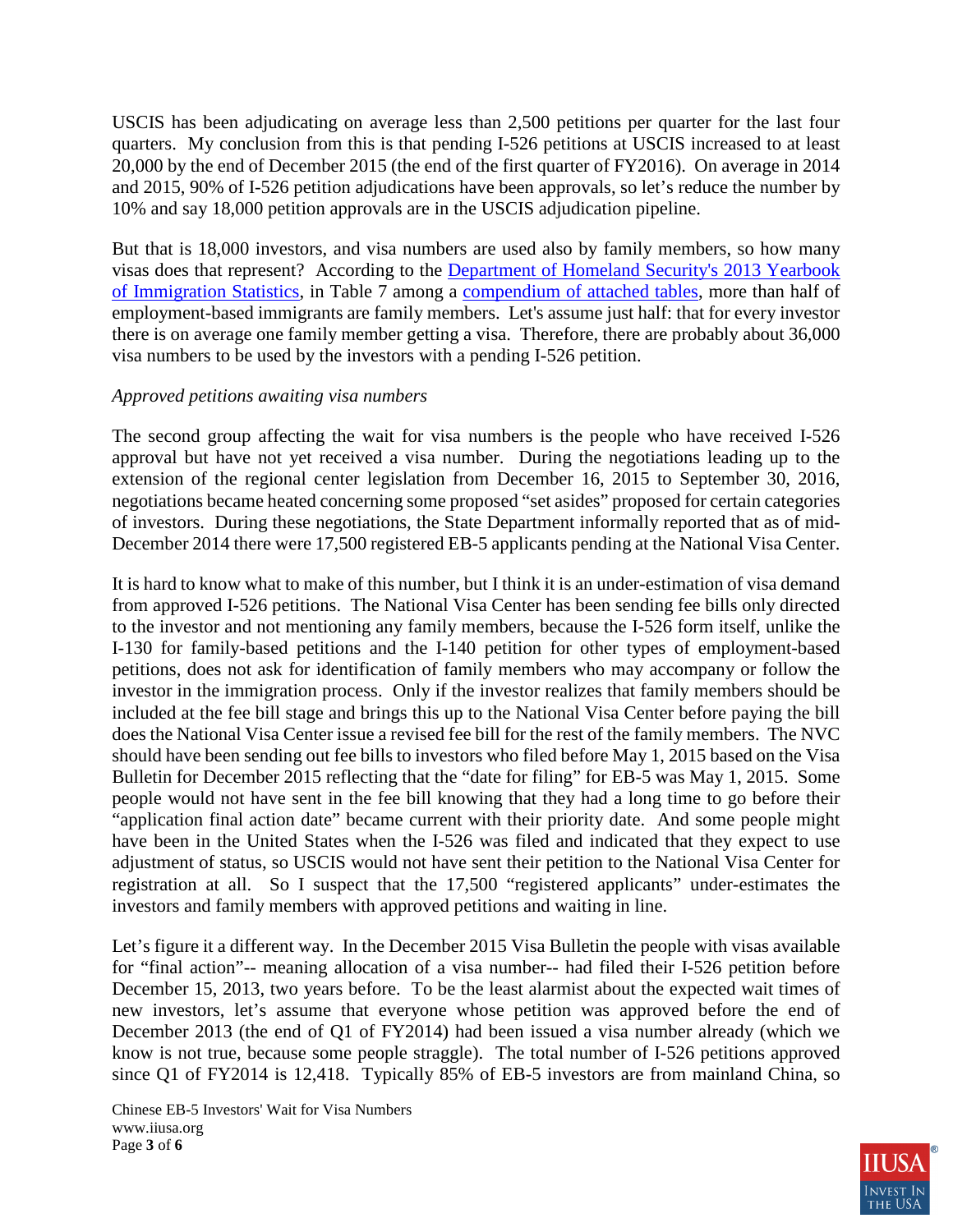USCIS has been adjudicating on average less than 2,500 petitions per quarter for the last four quarters. My conclusion from this is that pending I-526 petitions at USCIS increased to at least 20,000 by the end of December 2015 (the end of the first quarter of FY2016). On average in 2014 and 2015, 90% of I-526 petition adjudications have been approvals, so let's reduce the number by 10% and say 18,000 petition approvals are in the USCIS adjudication pipeline.

But that is 18,000 investors, and visa numbers are used also by family members, so how many visas does that represent? According to the [Department of Homeland Security's 2013 Yearbook of Immigration Statistics](), in Table 7 among a [compendium of attached tables](), more than half of employment-based immigrants are family members. Let's assume just half: that for every investor there is on average one family member getting a visa. Therefore, there are probably about 36,000 visa numbers to be used by the investors with a pending I-526 petition.

*Approved petitions awaiting visa numbers*

The second group affecting the wait for visa numbers is the people who have received I-526 approval but have not yet received a visa number. During the negotiations leading up to the extension of the regional center legislation from December 16, 2015 to September 30, 2016, negotiations became heated concerning some proposed "set asides" proposed for certain categories of investors. During these negotiations, the State Department informally reported that as of mid-December 2014 there were 17,500 registered EB-5 applicants pending at the National Visa Center.

It is hard to know what to make of this number, but I think it is an under-estimation of visa demand from approved I-526 petitions. The National Visa Center has been sending fee bills only directed to the investor and not mentioning any family members, because the I-526 form itself, unlike the I-130 for family-based petitions and the I-140 petition for other types of employment-based petitions, does not ask for identification of family members who may accompany or follow the investor in the immigration process. Only if the investor realizes that family members should be included at the fee bill stage and brings this up to the National Visa Center before paying the bill does the National Visa Center issue a revised fee bill for the rest of the family members. The NVC should have been sending out fee bills to investors who filed before May 1, 2015 based on the Visa Bulletin for December 2015 reflecting that the "date for filing" for EB-5 was May 1, 2015. Some people would not have sent in the fee bill knowing that they had a long time to go before their "application final action date" became current with their priority date. And some people might have been in the United States when the I-526 was filed and indicated that they expect to use adjustment of status, so USCIS would not have sent their petition to the National Visa Center for registration at all. So I suspect that the 17,500 "registered applicants" under-estimates the investors and family members with approved petitions and waiting in line.

Let's figure it a different way. In the December 2015 Visa Bulletin the people with visas available for "final action"-- meaning allocation of a visa number-- had filed their I-526 petition before December 15, 2013, two years before. To be the least alarmist about the expected wait times of new investors, let's assume that everyone whose petition was approved before the end of December 2013 (the end of Q1 of FY2014) had been issued a visa number already (which we know is not true, because some people straggle). The total number of I-526 petitions approved since Q1 of FY2014 is 12,418. Typically 85% of EB-5 investors are from mainland China, so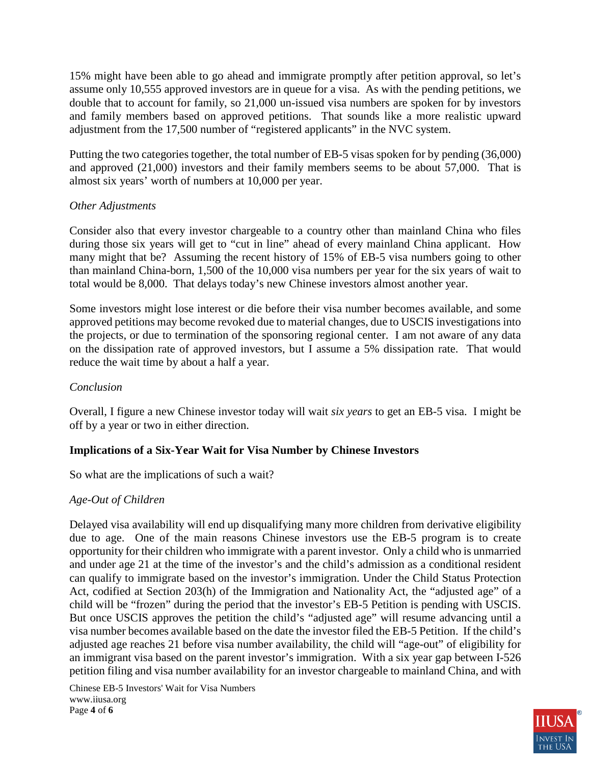15% might have been able to go ahead and immigrate promptly after petition approval, so let's assume only 10,555 approved investors are in queue for a visa. As with the pending petitions, we double that to account for family, so 21,000 un-issued visa numbers are spoken for by investors and family members based on approved petitions. That sounds like a more realistic upward adjustment from the 17,500 number of "registered applicants" in the NVC system.

Putting the two categories together, the total number of EB-5 visas spoken for by pending (36,000) and approved (21,000) investors and their family members seems to be about 57,000. That is almost six years' worth of numbers at 10,000 per year.

*Other Adjustments*

Consider also that every investor chargeable to a country other than mainland China who files during those six years will get to "cut in line" ahead of every mainland China applicant. How many might that be? Assuming the recent history of 15% of EB-5 visa numbers going to other than mainland China-born, 1,500 of the 10,000 visa numbers per year for the six years of wait to total would be 8,000. That delays today's new Chinese investors almost another year.

Some investors might lose interest or die before their visa number becomes available, and some approved petitions may become revoked due to material changes, due to USCIS investigations into the projects, or due to termination of the sponsoring regional center. I am not aware of any data on the dissipation rate of approved investors, but I assume a 5% dissipation rate. That would reduce the wait time by about a half a year.

*Conclusion*

Overall, I figure a new Chinese investor today will wait *six years* to get an EB-5 visa. I might be off by a year or two in either direction.

## Implications of a Six-Year Wait for Visa Number by Chinese Investors

So what are the implications of such a wait?

*Age-Out of Children*

Delayed visa availability will end up disqualifying many more children from derivative eligibility due to age. One of the main reasons Chinese investors use the EB-5 program is to create opportunity for their children who immigrate with a parent investor. Only a child who is unmarried and under age 21 at the time of the investor's and the child's admission as a conditional resident can qualify to immigrate based on the investor's immigration. Under the Child Status Protection Act, codified at Section 203(h) of the Immigration and Nationality Act, the "adjusted age" of a child will be "frozen" during the period that the investor's EB-5 Petition is pending with USCIS. But once USCIS approves the petition the child's "adjusted age" will resume advancing until a visa number becomes available based on the date the investor filed the EB-5 Petition. If the child's adjusted age reaches 21 before visa number availability, the child will "age-out" of eligibility for an immigrant visa based on the parent investor's immigration. With a six year gap between I-526 petition filing and visa number availability for an investor chargeable to mainland China, and with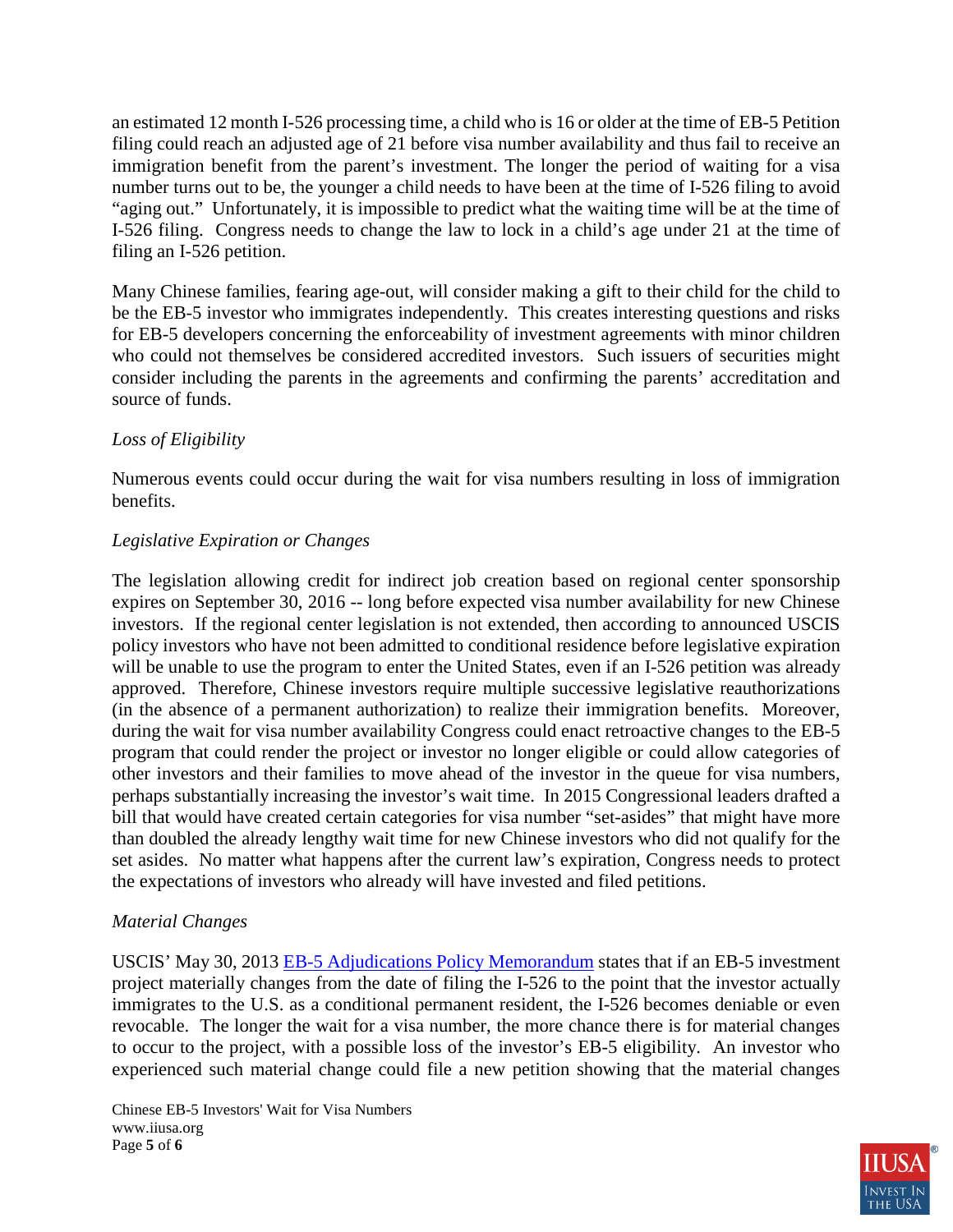an estimated 12 month I-526 processing time, a child who is 16 or older at the time of EB-5 Petition filing could reach an adjusted age of 21 before visa number availability and thus fail to receive an immigration benefit from the parent's investment. The longer the period of waiting for a visa number turns out to be, the younger a child needs to have been at the time of I-526 filing to avoid "aging out." Unfortunately, it is impossible to predict what the waiting time will be at the time of I-526 filing. Congress needs to change the law to lock in a child's age under 21 at the time of filing an I-526 petition.

Many Chinese families, fearing age-out, will consider making a gift to their child for the child to be the EB-5 investor who immigrates independently. This creates interesting questions and risks for EB-5 developers concerning the enforceability of investment agreements with minor children who could not themselves be considered accredited investors. Such issuers of securities might consider including the parents in the agreements and confirming the parents' accreditation and source of funds.

*Loss of Eligibility*

Numerous events could occur during the wait for visa numbers resulting in loss of immigration benefits.

*Legislative Expiration or Changes*

The legislation allowing credit for indirect job creation based on regional center sponsorship expires on September 30, 2016 -- long before expected visa number availability for new Chinese investors. If the regional center legislation is not extended, then according to announced USCIS policy investors who have not been admitted to conditional residence before legislative expiration will be unable to use the program to enter the United States, even if an I-526 petition was already approved. Therefore, Chinese investors require multiple successive legislative reauthorizations (in the absence of a permanent authorization) to realize their immigration benefits. Moreover, during the wait for visa number availability Congress could enact retroactive changes to the EB-5 program that could render the project or investor no longer eligible or could allow categories of other investors and their families to move ahead of the investor in the queue for visa numbers, perhaps substantially increasing the investor's wait time. In 2015 Congressional leaders drafted a bill that would have created certain categories for visa number "set-asides" that might have more than doubled the already lengthy wait time for new Chinese investors who did not qualify for the set asides. No matter what happens after the current law's expiration, Congress needs to protect the expectations of investors who already will have invested and filed petitions.

*Material Changes*

USCIS' May 30, 2013 [EB-5 Adjudications Policy Memorandum] states that if an EB-5 investment project materially changes from the date of filing the I-526 to the point that the investor actually immigrates to the U.S. as a conditional permanent resident, the I-526 becomes deniable or even revocable. The longer the wait for a visa number, the more chance there is for material changes to occur to the project, with a possible loss of the investor's EB-5 eligibility. An investor who experienced such material change could file a new petition showing that the material changes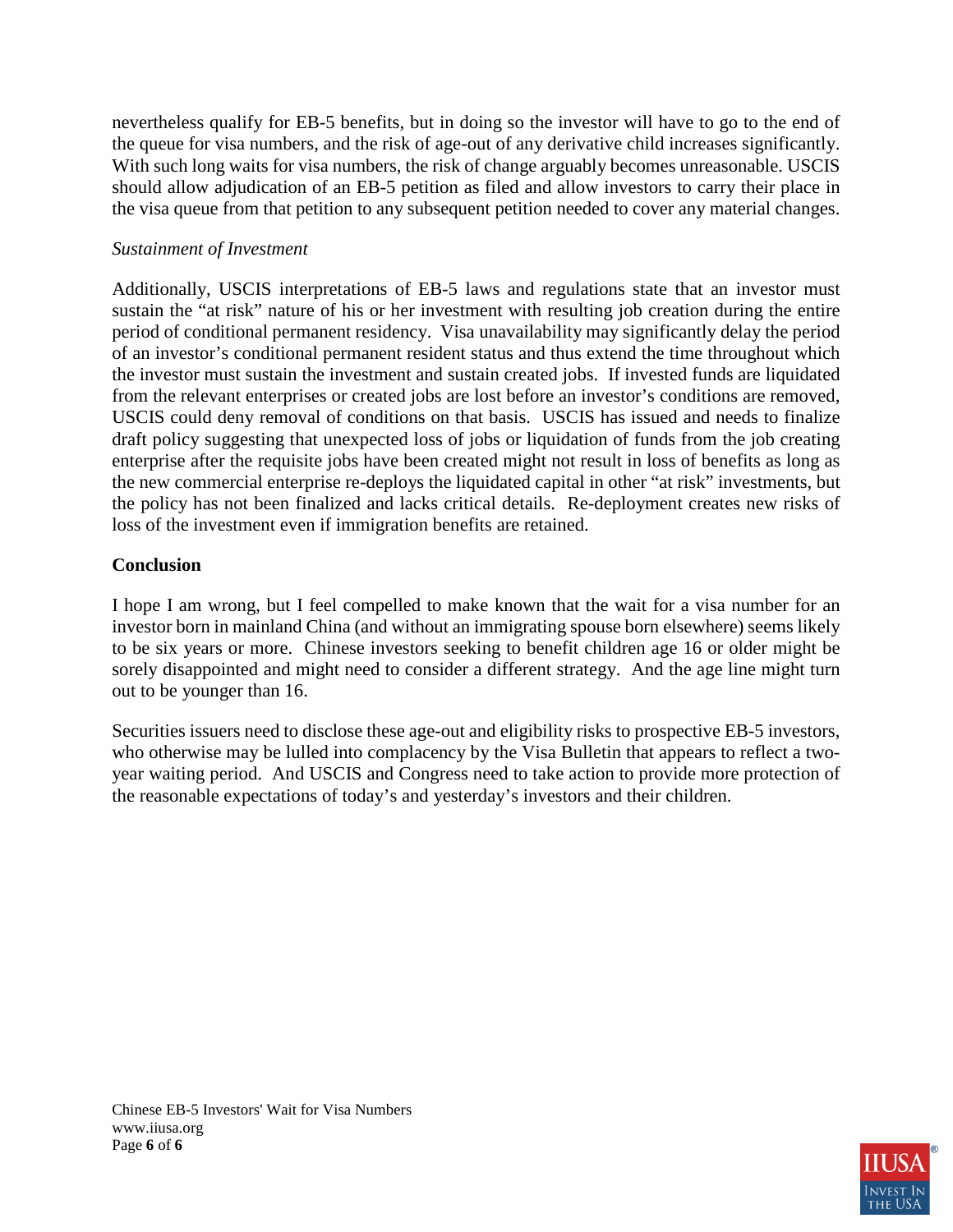nevertheless qualify for EB-5 benefits, but in doing so the investor will have to go to the end of the queue for visa numbers, and the risk of age-out of any derivative child increases significantly. With such long waits for visa numbers, the risk of change arguably becomes unreasonable. USCIS should allow adjudication of an EB-5 petition as filed and allow investors to carry their place in the visa queue from that petition to any subsequent petition needed to cover any material changes.

*Sustainment of Investment*

Additionally, USCIS interpretations of EB-5 laws and regulations state that an investor must sustain the "at risk" nature of his or her investment with resulting job creation during the entire period of conditional permanent residency. Visa unavailability may significantly delay the period of an investor's conditional permanent resident status and thus extend the time throughout which the investor must sustain the investment and sustain created jobs. If invested funds are liquidated from the relevant enterprises or created jobs are lost before an investor's conditions are removed, USCIS could deny removal of conditions on that basis. USCIS has issued and needs to finalize draft policy suggesting that unexpected loss of jobs or liquidation of funds from the job creating enterprise after the requisite jobs have been created might not result in loss of benefits as long as the new commercial enterprise re-deploys the liquidated capital in other "at risk" investments, but the policy has not been finalized and lacks critical details. Re-deployment creates new risks of loss of the investment even if immigration benefits are retained.

**Conclusion**

I hope I am wrong, but I feel compelled to make known that the wait for a visa number for an investor born in mainland China (and without an immigrating spouse born elsewhere) seems likely to be six years or more. Chinese investors seeking to benefit children age 16 or older might be sorely disappointed and might need to consider a different strategy. And the age line might turn out to be younger than 16.

Securities issuers need to disclose these age-out and eligibility risks to prospective EB-5 investors, who otherwise may be lulled into complacency by the Visa Bulletin that appears to reflect a two-year waiting period. And USCIS and Congress need to take action to provide more protection of the reasonable expectations of today's and yesterday's investors and their children.